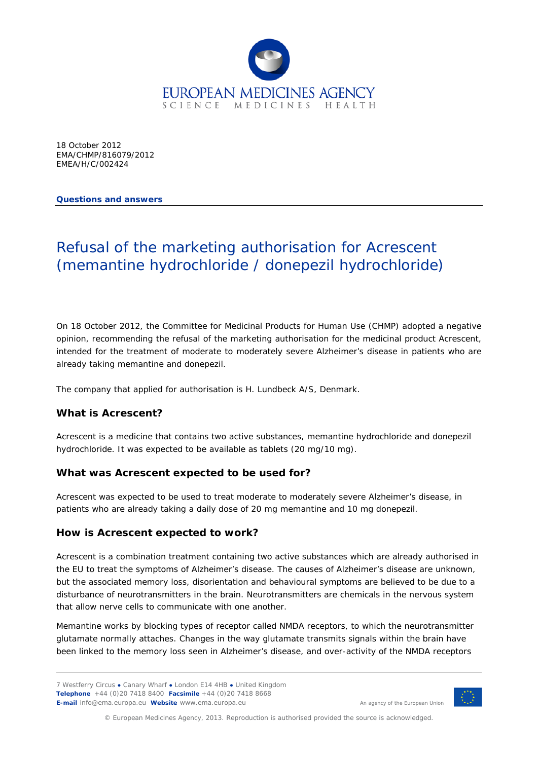EUROPEAN MEDICINES AGENCY
SCIENCE MEDICINES HEALTH

18 October 2012
EMA/CHMP/816079/2012
EMEA/H/C/002424

**Questions and answers**

# Refusal of the marketing authorisation for Acrescent (memantine hydrochloride / donepezil hydrochloride)

On 18 October 2012, the Committee for Medicinal Products for Human Use (CHMP) adopted a negative opinion, recommending the refusal of the marketing authorisation for the medicinal product Acrescent, intended for the treatment of moderate to moderately severe Alzheimer's disease in patients who are already taking memantine and donepezil.

The company that applied for authorisation is H. Lundbeck A/S, Denmark.

## What is Acrescent?

Acrescent is a medicine that contains two active substances, memantine hydrochloride and donepezil hydrochloride. It was expected to be available as tablets (20 mg/10 mg).

## What was Acrescent expected to be used for?

Acrescent was expected to be used to treat moderate to moderately severe Alzheimer's disease, in patients who are already taking a daily dose of 20 mg memantine and 10 mg donepezil.

## How is Acrescent expected to work?

Acrescent is a combination treatment containing two active substances which are already authorised in the EU to treat the symptoms of Alzheimer's disease. The causes of Alzheimer's disease are unknown, but the associated memory loss, disorientation and behavioural symptoms are believed to be due to a disturbance of neurotransmitters in the brain. Neurotransmitters are chemicals in the nervous system that allow nerve cells to communicate with one another.

Memantine works by blocking types of receptor called NMDA receptors, to which the neurotransmitter glutamate normally attaches. Changes in the way glutamate transmits signals within the brain have been linked to the memory loss seen in Alzheimer's disease, and over-activity of the NMDA receptors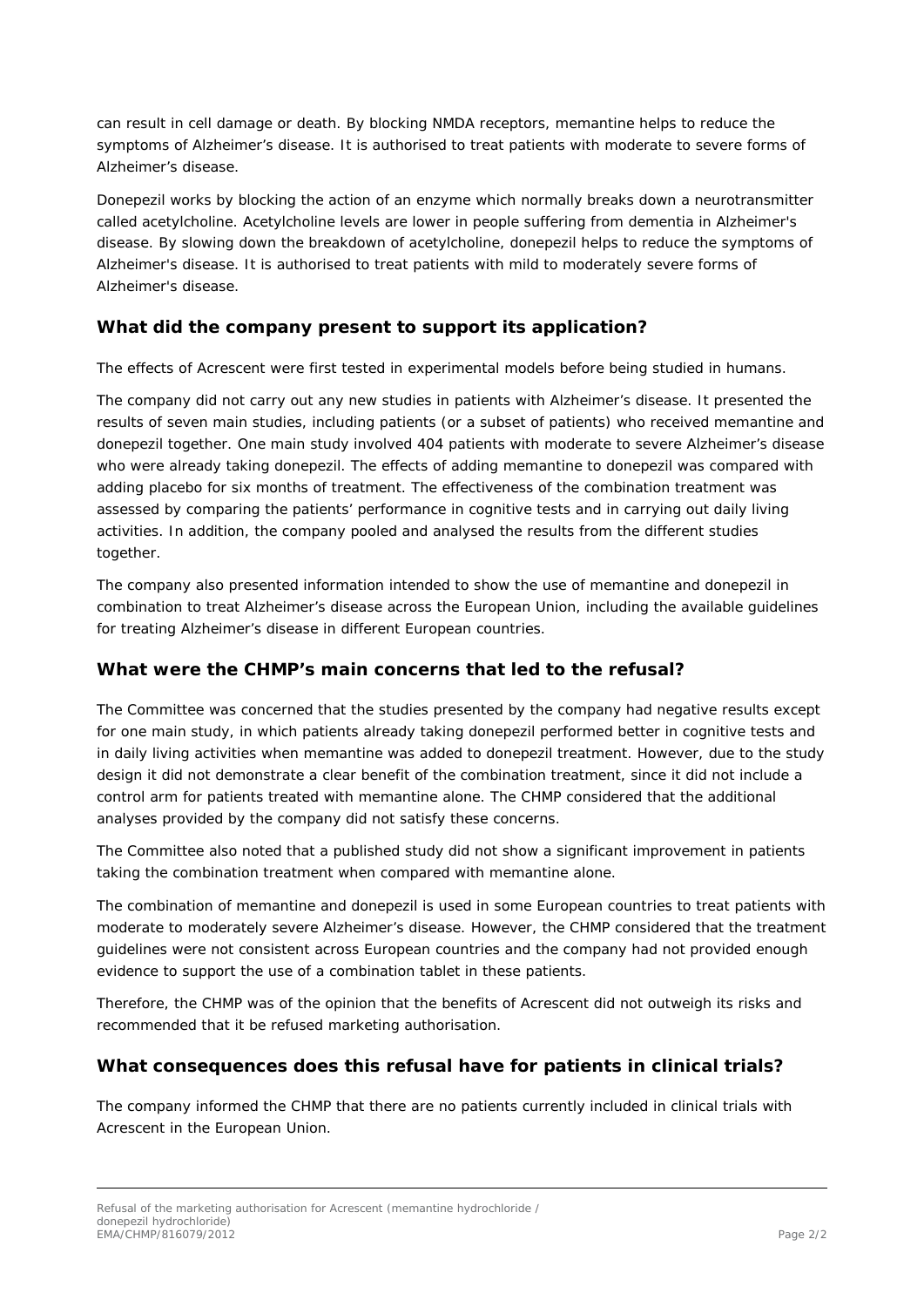can result in cell damage or death. By blocking NMDA receptors, memantine helps to reduce the symptoms of Alzheimer's disease. It is authorised to treat patients with moderate to severe forms of Alzheimer's disease.

Donepezil works by blocking the action of an enzyme which normally breaks down a neurotransmitter called acetylcholine. Acetylcholine levels are lower in people suffering from dementia in Alzheimer's disease. By slowing down the breakdown of acetylcholine, donepezil helps to reduce the symptoms of Alzheimer's disease. It is authorised to treat patients with mild to moderately severe forms of Alzheimer's disease.

## What did the company present to support its application?

The effects of Acrescent were first tested in experimental models before being studied in humans.

The company did not carry out any new studies in patients with Alzheimer's disease. It presented the results of seven main studies, including patients (or a subset of patients) who received memantine and donepezil together. One main study involved 404 patients with moderate to severe Alzheimer's disease who were already taking donepezil. The effects of adding memantine to donepezil was compared with adding placebo for six months of treatment. The effectiveness of the combination treatment was assessed by comparing the patients' performance in cognitive tests and in carrying out daily living activities. In addition, the company pooled and analysed the results from the different studies together.

The company also presented information intended to show the use of memantine and donepezil in combination to treat Alzheimer's disease across the European Union, including the available guidelines for treating Alzheimer's disease in different European countries.

## What were the CHMP's main concerns that led to the refusal?

The Committee was concerned that the studies presented by the company had negative results except for one main study, in which patients already taking donepezil performed better in cognitive tests and in daily living activities when memantine was added to donepezil treatment. However, due to the study design it did not demonstrate a clear benefit of the combination treatment, since it did not include a control arm for patients treated with memantine alone. The CHMP considered that the additional analyses provided by the company did not satisfy these concerns.

The Committee also noted that a published study did not show a significant improvement in patients taking the combination treatment when compared with memantine alone.

The combination of memantine and donepezil is used in some European countries to treat patients with moderate to moderately severe Alzheimer's disease. However, the CHMP considered that the treatment guidelines were not consistent across European countries and the company had not provided enough evidence to support the use of a combination tablet in these patients.

Therefore, the CHMP was of the opinion that the benefits of Acrescent did not outweigh its risks and recommended that it be refused marketing authorisation.

## What consequences does this refusal have for patients in clinical trials?

The company informed the CHMP that there are no patients currently included in clinical trials with Acrescent in the European Union.